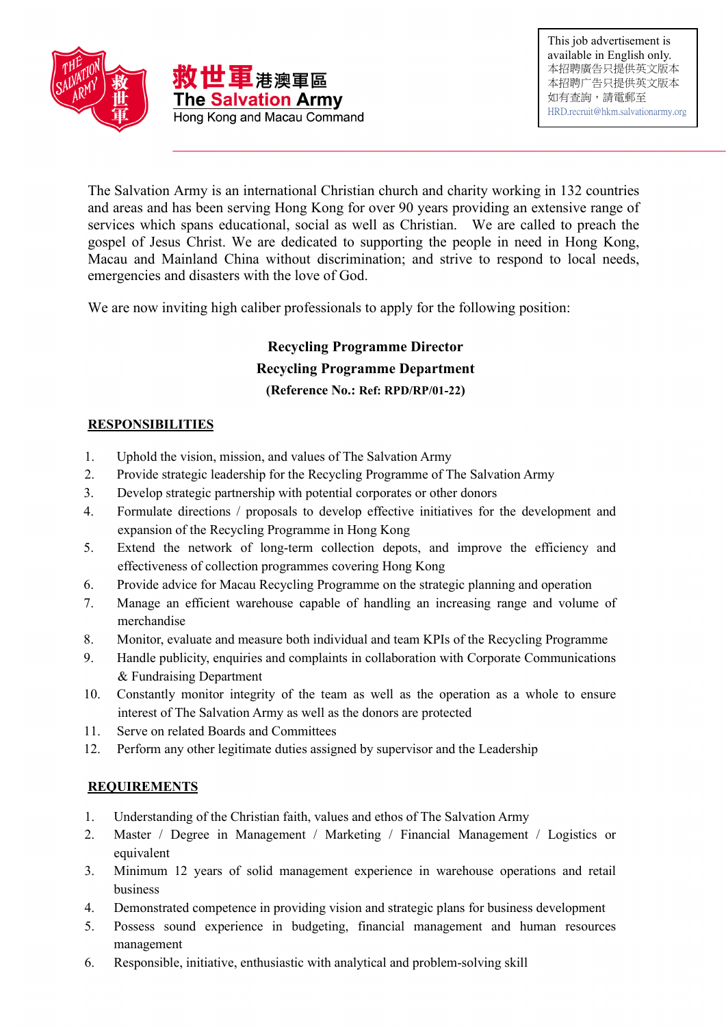救世軍港澳軍區
The Salvation Army
Hong Kong and Macau Command

This job advertisement is available in English only.
本招聘廣告只提供英文版本
本招聘广告只提供英文版本
如有查詢，請電郵至
HRD.recruit@hkm.salvationarmy.org

The Salvation Army is an international Christian church and charity working in 132 countries and areas and has been serving Hong Kong for over 90 years providing an extensive range of services which spans educational, social as well as Christian. We are called to preach the gospel of Jesus Christ. We are dedicated to supporting the people in need in Hong Kong, Macau and Mainland China without discrimination; and strive to respond to local needs, emergencies and disasters with the love of God.

We are now inviting high caliber professionals to apply for the following position:

**Recycling Programme Director**
**Recycling Programme Department**
**(Reference No.: Ref: RPD/RP/01-22)**

## RESPONSIBILITIES

1. Uphold the vision, mission, and values of The Salvation Army
2. Provide strategic leadership for the Recycling Programme of The Salvation Army
3. Develop strategic partnership with potential corporates or other donors
4. Formulate directions / proposals to develop effective initiatives for the development and expansion of the Recycling Programme in Hong Kong
5. Extend the network of long-term collection depots, and improve the efficiency and effectiveness of collection programmes covering Hong Kong
6. Provide advice for Macau Recycling Programme on the strategic planning and operation
7. Manage an efficient warehouse capable of handling an increasing range and volume of merchandise
8. Monitor, evaluate and measure both individual and team KPIs of the Recycling Programme
9. Handle publicity, enquiries and complaints in collaboration with Corporate Communications & Fundraising Department
10. Constantly monitor integrity of the team as well as the operation as a whole to ensure interest of The Salvation Army as well as the donors are protected
11. Serve on related Boards and Committees
12. Perform any other legitimate duties assigned by supervisor and the Leadership

## REQUIREMENTS

1. Understanding of the Christian faith, values and ethos of The Salvation Army
2. Master / Degree in Management / Marketing / Financial Management / Logistics or equivalent
3. Minimum 12 years of solid management experience in warehouse operations and retail business
4. Demonstrated competence in providing vision and strategic plans for business development
5. Possess sound experience in budgeting, financial management and human resources management
6. Responsible, initiative, enthusiastic with analytical and problem-solving skill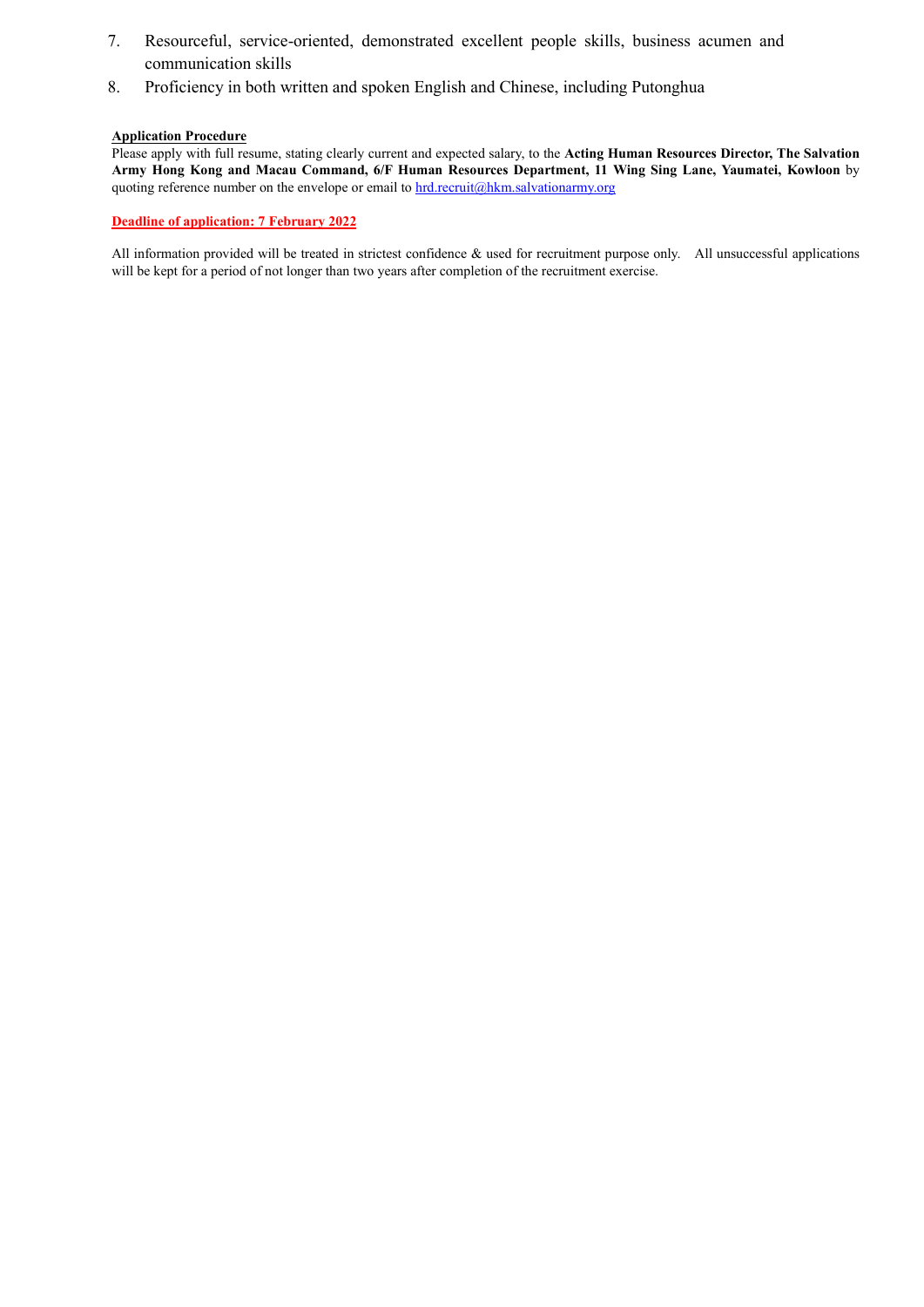7. Resourceful, service-oriented, demonstrated excellent people skills, business acumen and communication skills
8. Proficiency in both written and spoken English and Chinese, including Putonghua

**Application Procedure**

Please apply with full resume, stating clearly current and expected salary, to the **Acting Human Resources Director, The Salvation Army Hong Kong and Macau Command, 6/F Human Resources Department, 11 Wing Sing Lane, Yaumatei, Kowloon** by quoting reference number on the envelope or email to hrd.recruit@hkm.salvationarmy.org

**Deadline of application: 7 February 2022**

All information provided will be treated in strictest confidence & used for recruitment purpose only. All unsuccessful applications will be kept for a period of not longer than two years after completion of the recruitment exercise.